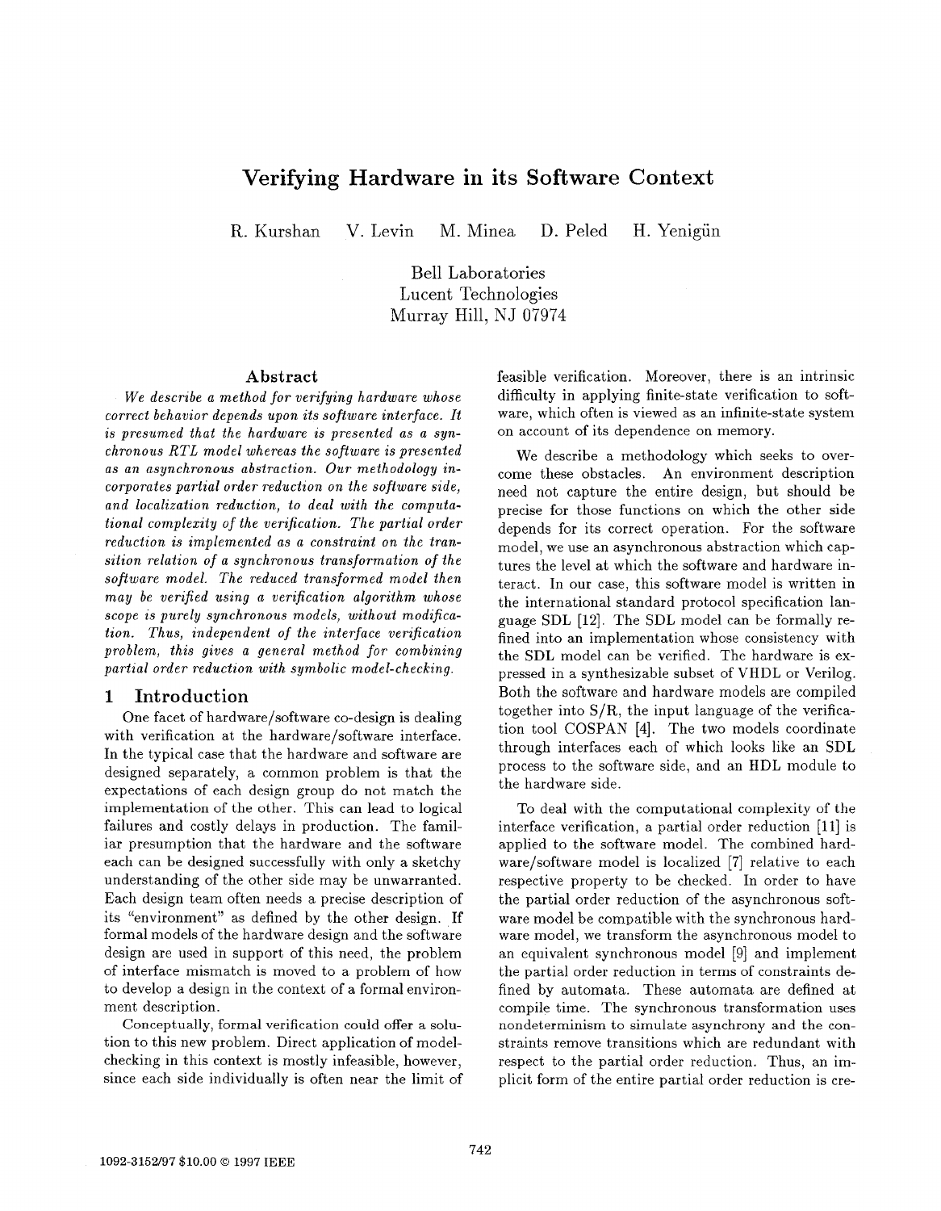# Verifying Hardware in its Software Context

R. Kurshan V. Levin M. Minea D. Peled H. Yenigün

Bell Laboratories
Lucent Technologies
Murray Hill, NJ 07974

## Abstract

*We describe a method for verifying hardware whose correct behavior depends upon its software interface. It is presumed that the hardware is presented as a synchronous RTL model whereas the software is presented as an asynchronous abstraction. Our methodology incorporates partial order reduction on the software side, and localization reduction, to deal with the computational complexity of the verification. The partial order reduction is implemented as a constraint on the transition relation of a synchronous transformation of the software model. The reduced transformed model then may be verified using a verification algorithm whose scope is purely synchronous models, without modification. Thus, independent of the interface verification problem, this gives a general method for combining partial order reduction with symbolic model-checking.*

## 1 Introduction

One facet of hardware/software co-design is dealing with verification at the hardware/software interface. In the typical case that the hardware and software are designed separately, a common problem is that the expectations of each design group do not match the implementation of the other. This can lead to logical failures and costly delays in production. The familiar presumption that the hardware and the software each can be designed successfully with only a sketchy understanding of the other side may be unwarranted. Each design team often needs a precise description of its "environment" as defined by the other design. If formal models of the hardware design and the software design are used in support of this need, the problem of interface mismatch is moved to a problem of how to develop a design in the context of a formal environment description.

Conceptually, formal verification could offer a solution to this new problem. Direct application of model-checking in this context is mostly infeasible, however, since each side individually is often near the limit of feasible verification. Moreover, there is an intrinsic difficulty in applying finite-state verification to software, which often is viewed as an infinite-state system on account of its dependence on memory.

We describe a methodology which seeks to overcome these obstacles. An environment description need not capture the entire design, but should be precise for those functions on which the other side depends for its correct operation. For the software model, we use an asynchronous abstraction which captures the level at which the software and hardware interact. In our case, this software model is written in the international standard protocol specification language SDL [12]. The SDL model can be formally refined into an implementation whose consistency with the SDL model can be verified. The hardware is expressed in a synthesizable subset of VHDL or Verilog. Both the software and hardware models are compiled together into S/R, the input language of the verification tool COSPAN [4]. The two models coordinate through interfaces each of which looks like an SDL process to the software side, and an HDL module to the hardware side.

To deal with the computational complexity of the interface verification, a partial order reduction [11] is applied to the software model. The combined hardware/software model is localized [7] relative to each respective property to be checked. In order to have the partial order reduction of the asynchronous software model be compatible with the synchronous hardware model, we transform the asynchronous model to an equivalent synchronous model [9] and implement the partial order reduction in terms of constraints defined by automata. These automata are defined at compile time. The synchronous transformation uses nondeterminism to simulate asynchrony and the constraints remove transitions which are redundant with respect to the partial order reduction. Thus, an implicit form of the entire partial order reduction is cre-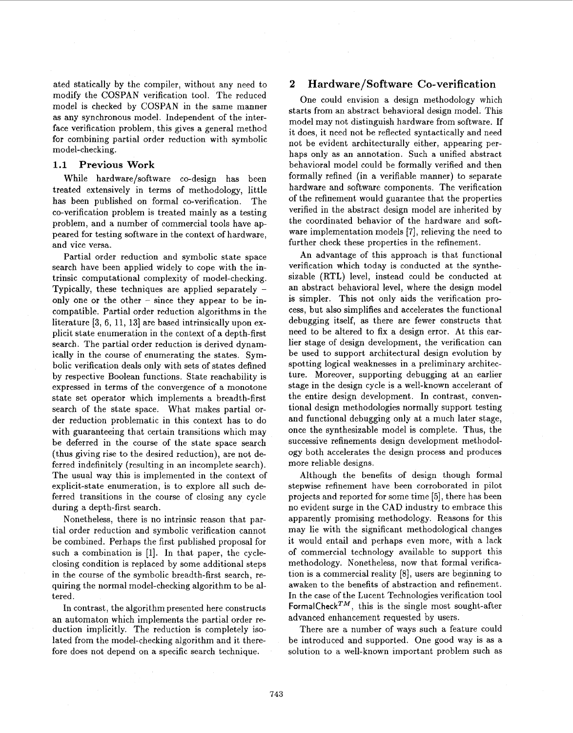ated statically by the compiler, without any need to modify the COSPAN verification tool. The reduced model is checked by COSPAN in the same manner as any synchronous model. Independent of the interface verification problem, this gives a general method for combining partial order reduction with symbolic model-checking.

### 1.1 Previous Work

While hardware/software co-design has been treated extensively in terms of methodology, little has been published on formal co-verification. The co-verification problem is treated mainly as a testing problem, and a number of commercial tools have appeared for testing software in the context of hardware, and vice versa.

Partial order reduction and symbolic state space search have been applied widely to cope with the intrinsic computational complexity of model-checking. Typically, these techniques are applied separately – only one or the other – since they appear to be incompatible. Partial order reduction algorithms in the literature [3, 6, 11, 13] are based intrinsically upon explicit state enumeration in the context of a depth-first search. The partial order reduction is derived dynamically in the course of enumerating the states. Symbolic verification deals only with sets of states defined by respective Boolean functions. State reachability is expressed in terms of the convergence of a monotone state set operator which implements a breadth-first search of the state space. What makes partial order reduction problematic in this context has to do with guaranteeing that certain transitions which may be deferred in the course of the state space search (thus giving rise to the desired reduction), are not deferred indefinitely (resulting in an incomplete search). The usual way this is implemented in the context of explicit-state enumeration, is to explore all such deferred transitions in the course of closing any cycle during a depth-first search.

Nonetheless, there is no intrinsic reason that partial order reduction and symbolic verification cannot be combined. Perhaps the first published proposal for such a combination is [1]. In that paper, the cycle-closing condition is replaced by some additional steps in the course of the symbolic breadth-first search, requiring the normal model-checking algorithm to be altered.

In contrast, the algorithm presented here constructs an automaton which implements the partial order reduction implicitly. The reduction is completely isolated from the model-checking algorithm and it therefore does not depend on a specific search technique.

## 2 Hardware/Software Co-verification

One could envision a design methodology which starts from an abstract behavioral design model. This model may not distinguish hardware from software. If it does, it need not be reflected syntactically and need not be evident architecturally either, appearing perhaps only as an annotation. Such a unified abstract behavioral model could be formally verified and then formally refined (in a verifiable manner) to separate hardware and software components. The verification of the refinement would guarantee that the properties verified in the abstract design model are inherited by the coordinated behavior of the hardware and software implementation models [7], relieving the need to further check these properties in the refinement.

An advantage of this approach is that functional verification which today is conducted at the synthesizable (RTL) level, instead could be conducted at an abstract behavioral level, where the design model is simpler. This not only aids the verification process, but also simplifies and accelerates the functional debugging itself, as there are fewer constructs that need to be altered to fix a design error. At this earlier stage of design development, the verification can be used to support architectural design evolution by spotting logical weaknesses in a preliminary architecture. Moreover, supporting debugging at an earlier stage in the design cycle is a well-known accelerant of the entire design development. In contrast, conventional design methodologies normally support testing and functional debugging only at a much later stage, once the synthesizable model is complete. Thus, the successive refinements design development methodology both accelerates the design process and produces more reliable designs.

Although the benefits of design though formal stepwise refinement have been corroborated in pilot projects and reported for some time [5], there has been no evident surge in the CAD industry to embrace this apparently promising methodology. Reasons for this may lie with the significant methodological changes it would entail and perhaps even more, with a lack of commercial technology available to support this methodology. Nonetheless, now that formal verification is a commercial reality [8], users are beginning to awaken to the benefits of abstraction and refinement. In the case of the Lucent Technologies verification tool FormalCheck™, this is the single most sought-after advanced enhancement requested by users.

There are a number of ways such a feature could be introduced and supported. One good way is as a solution to a well-known important problem such as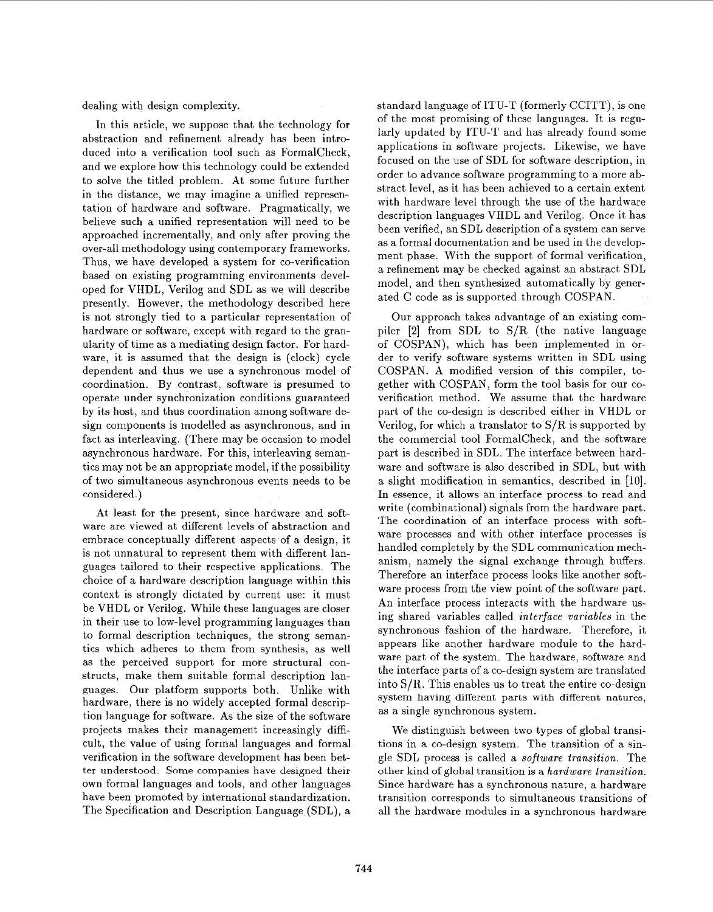dealing with design complexity.

In this article, we suppose that the technology for abstraction and refinement already has been introduced into a verification tool such as FormalCheck, and we explore how this technology could be extended to solve the titled problem. At some future further in the distance, we may imagine a unified representation of hardware and software. Pragmatically, we believe such a unified representation will need to be approached incrementally, and only after proving the over-all methodology using contemporary frameworks. Thus, we have developed a system for co-verification based on existing programming environments developed for VHDL, Verilog and SDL as we will describe presently. However, the methodology described here is not strongly tied to a particular representation of hardware or software, except with regard to the granularity of time as a mediating design factor. For hardware, it is assumed that the design is (clock) cycle dependent and thus we use a synchronous model of coordination. By contrast, software is presumed to operate under synchronization conditions guaranteed by its host, and thus coordination among software design components is modelled as asynchronous, and in fact as interleaving. (There may be occasion to model asynchronous hardware. For this, interleaving semantics may not be an appropriate model, if the possibility of two simultaneous asynchronous events needs to be considered.)

At least for the present, since hardware and software are viewed at different levels of abstraction and embrace conceptually different aspects of a design, it is not unnatural to represent them with different languages tailored to their respective applications. The choice of a hardware description language within this context is strongly dictated by current use: it must be VHDL or Verilog. While these languages are closer in their use to low-level programming languages than to formal description techniques, the strong semantics which adheres to them from synthesis, as well as the perceived support for more structural constructs, make them suitable formal description languages. Our platform supports both. Unlike with hardware, there is no widely accepted formal description language for software. As the size of the software projects makes their management increasingly difficult, the value of using formal languages and formal verification in the software development has been better understood. Some companies have designed their own formal languages and tools, and other languages have been promoted by international standardization. The Specification and Description Language (SDL), a standard language of ITU-T (formerly CCITT), is one of the most promising of these languages. It is regularly updated by ITU-T and has already found some applications in software projects. Likewise, we have focused on the use of SDL for software description, in order to advance software programming to a more abstract level, as it has been achieved to a certain extent with hardware level through the use of the hardware description languages VHDL and Verilog. Once it has been verified, an SDL description of a system can serve as a formal documentation and be used in the development phase. With the support of formal verification, a refinement may be checked against an abstract SDL model, and then synthesized automatically by generated C code as is supported through COSPAN.

Our approach takes advantage of an existing compiler [2] from SDL to S/R (the native language of COSPAN), which has been implemented in order to verify software systems written in SDL using COSPAN. A modified version of this compiler, together with COSPAN, form the tool basis for our co-verification method. We assume that the hardware part of the co-design is described either in VHDL or Verilog, for which a translator to S/R is supported by the commercial tool FormalCheck, and the software part is described in SDL. The interface between hardware and software is also described in SDL, but with a slight modification in semantics, described in [10]. In essence, it allows an interface process to read and write (combinational) signals from the hardware part. The coordination of an interface process with software processes and with other interface processes is handled completely by the SDL communication mechanism, namely the signal exchange through buffers. Therefore an interface process looks like another software process from the view point of the software part. An interface process interacts with the hardware using shared variables called *interface variables* in the synchronous fashion of the hardware. Therefore, it appears like another hardware module to the hardware part of the system. The hardware, software and the interface parts of a co-design system are translated into S/R. This enables us to treat the entire co-design system having different parts with different natures, as a single synchronous system.

We distinguish between two types of global transitions in a co-design system. The transition of a single SDL process is called a *software transition*. The other kind of global transition is a *hardware transition*. Since hardware has a synchronous nature, a hardware transition corresponds to simultaneous transitions of all the hardware modules in a synchronous hardware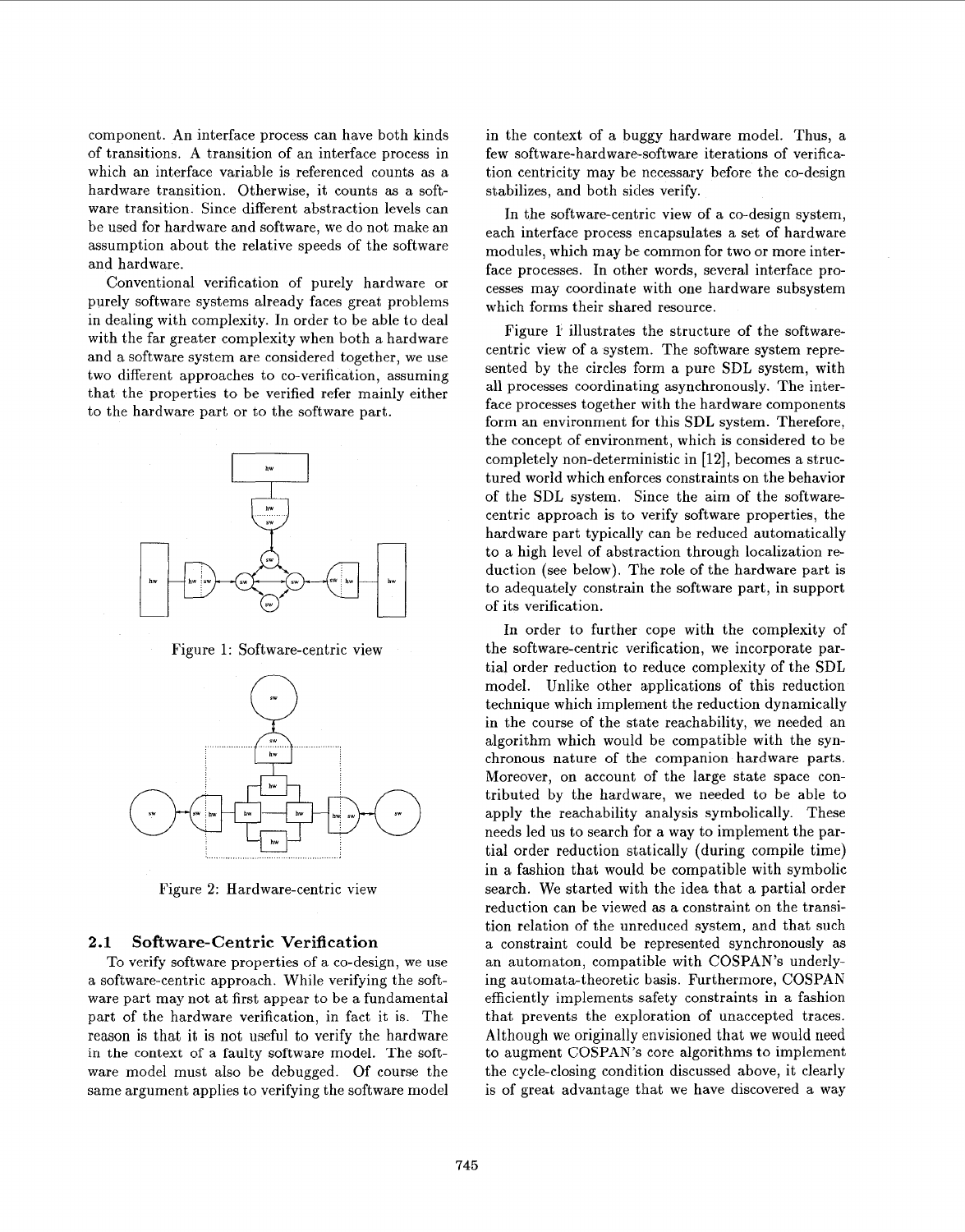component. An interface process can have both kinds of transitions. A transition of an interface process in which an interface variable is referenced counts as a hardware transition. Otherwise, it counts as a software transition. Since different abstraction levels can be used for hardware and software, we do not make an assumption about the relative speeds of the software and hardware.

Conventional verification of purely hardware or purely software systems already faces great problems in dealing with complexity. In order to be able to deal with the far greater complexity when both a hardware and a software system are considered together, we use two different approaches to co-verification, assuming that the properties to be verified refer mainly either to the hardware part or to the software part.

Figure 1: Software-centric view

Figure 2: Hardware-centric view

## 2.1 Software-Centric Verification

To verify software properties of a co-design, we use a software-centric approach. While verifying the software part may not at first appear to be a fundamental part of the hardware verification, in fact it is. The reason is that it is not useful to verify the hardware in the context of a faulty software model. The software model must also be debugged. Of course the same argument applies to verifying the software model in the context of a buggy hardware model. Thus, a few software-hardware-software iterations of verification centricity may be necessary before the co-design stabilizes, and both sides verify.

In the software-centric view of a co-design system, each interface process encapsulates a set of hardware modules, which may be common for two or more interface processes. In other words, several interface processes may coordinate with one hardware subsystem which forms their shared resource.

Figure 1 illustrates the structure of the software-centric view of a system. The software system represented by the circles form a pure SDL system, with all processes coordinating asynchronously. The interface processes together with the hardware components form an environment for this SDL system. Therefore, the concept of environment, which is considered to be completely non-deterministic in [12], becomes a structured world which enforces constraints on the behavior of the SDL system. Since the aim of the software-centric approach is to verify software properties, the hardware part typically can be reduced automatically to a high level of abstraction through localization reduction (see below). The role of the hardware part is to adequately constrain the software part, in support of its verification.

In order to further cope with the complexity of the software-centric verification, we incorporate partial order reduction to reduce complexity of the SDL model. Unlike other applications of this reduction technique which implement the reduction dynamically in the course of the state reachability, we needed an algorithm which would be compatible with the synchronous nature of the companion hardware parts. Moreover, on account of the large state space contributed by the hardware, we needed to be able to apply the reachability analysis symbolically. These needs led us to search for a way to implement the partial order reduction statically (during compile time) in a fashion that would be compatible with symbolic search. We started with the idea that a partial order reduction can be viewed as a constraint on the transition relation of the unreduced system, and that such a constraint could be represented synchronously as an automaton, compatible with COSPAN's underlying automata-theoretic basis. Furthermore, COSPAN efficiently implements safety constraints in a fashion that prevents the exploration of unaccepted traces. Although we originally envisioned that we would need to augment COSPAN's core algorithms to implement the cycle-closing condition discussed above, it clearly is of great advantage that we have discovered a way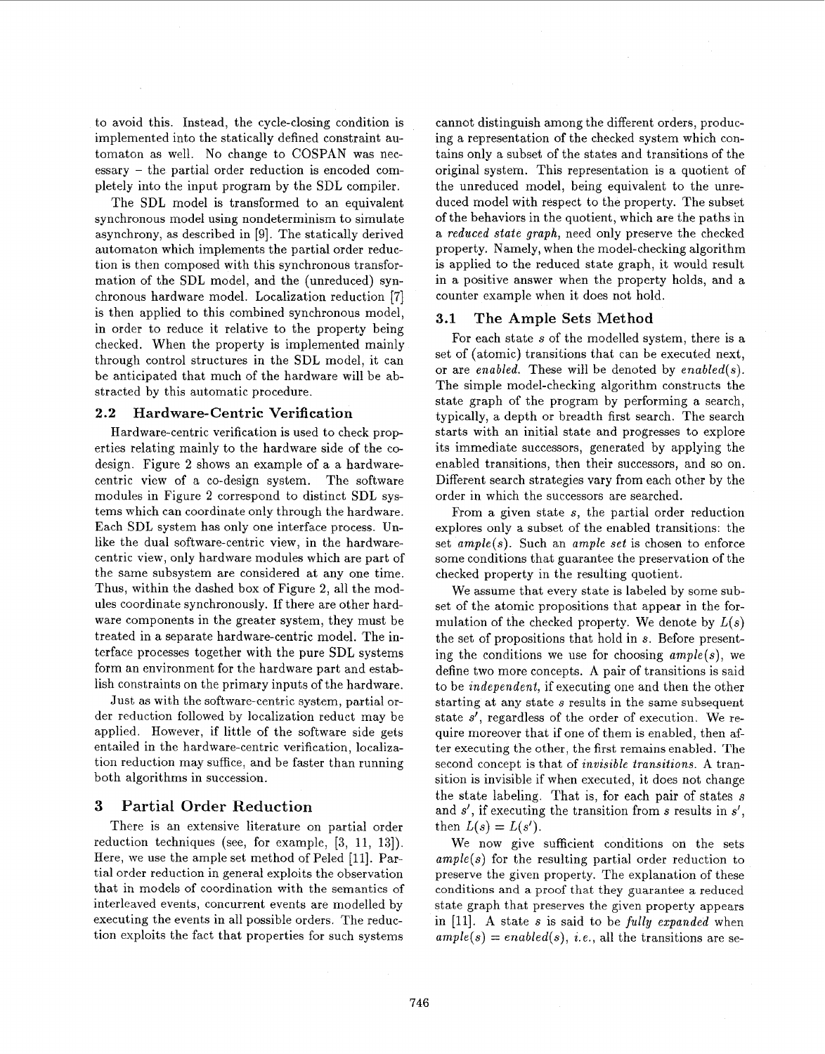to avoid this. Instead, the cycle-closing condition is implemented into the statically defined constraint automaton as well. No change to COSPAN was necessary – the partial order reduction is encoded completely into the input program by the SDL compiler.

The SDL model is transformed to an equivalent synchronous model using nondeterminism to simulate asynchrony, as described in [9]. The statically derived automaton which implements the partial order reduction is then composed with this synchronous transformation of the SDL model, and the (unreduced) synchronous hardware model. Localization reduction [7] is then applied to this combined synchronous model, in order to reduce it relative to the property being checked. When the property is implemented mainly through control structures in the SDL model, it can be anticipated that much of the hardware will be abstracted by this automatic procedure.

### 2.2 Hardware-Centric Verification

Hardware-centric verification is used to check properties relating mainly to the hardware side of the co-design. Figure 2 shows an example of a a hardware-centric view of a co-design system. The software modules in Figure 2 correspond to distinct SDL systems which can coordinate only through the hardware. Each SDL system has only one interface process. Unlike the dual software-centric view, in the hardware-centric view, only hardware modules which are part of the same subsystem are considered at any one time. Thus, within the dashed box of Figure 2, all the modules coordinate synchronously. If there are other hardware components in the greater system, they must be treated in a separate hardware-centric model. The interface processes together with the pure SDL systems form an environment for the hardware part and establish constraints on the primary inputs of the hardware.

Just as with the software-centric system, partial order reduction followed by localization reduct may be applied. However, if little of the software side gets entailed in the hardware-centric verification, localization reduction may suffice, and be faster than running both algorithms in succession.

## 3 Partial Order Reduction

There is an extensive literature on partial order reduction techniques (see, for example, [3, 11, 13]). Here, we use the ample set method of Peled [11]. Partial order reduction in general exploits the observation that in models of coordination with the semantics of interleaved events, concurrent events are modelled by executing the events in all possible orders. The reduction exploits the fact that properties for such systems cannot distinguish among the different orders, producing a representation of the checked system which contains only a subset of the states and transitions of the original system. This representation is a quotient of the unreduced model, being equivalent to the unreduced model with respect to the property. The subset of the behaviors in the quotient, which are the paths in a *reduced state graph*, need only preserve the checked property. Namely, when the model-checking algorithm is applied to the reduced state graph, it would result in a positive answer when the property holds, and a counter example when it does not hold.

### 3.1 The Ample Sets Method

For each state $s$ of the modelled system, there is a set of (atomic) transitions that can be executed next, or are *enabled*. These will be denoted by $enabled(s)$. The simple model-checking algorithm constructs the state graph of the program by performing a search, typically, a depth or breadth first search. The search starts with an initial state and progresses to explore its immediate successors, generated by applying the enabled transitions, then their successors, and so on. Different search strategies vary from each other by the order in which the successors are searched.

From a given state $s$, the partial order reduction explores only a subset of the enabled transitions: the set $ample(s)$. Such an *ample set* is chosen to enforce some conditions that guarantee the preservation of the checked property in the resulting quotient.

We assume that every state is labeled by some subset of the atomic propositions that appear in the formulation of the checked property. We denote by $L(s)$ the set of propositions that hold in $s$. Before presenting the conditions we use for choosing $ample(s)$, we define two more concepts. A pair of transitions is said to be *independent*, if executing one and then the other starting at any state $s$ results in the same subsequent state $s'$, regardless of the order of execution. We require moreover that if one of them is enabled, then after executing the other, the first remains enabled. The second concept is that of *invisible transitions*. A transition is invisible if when executed, it does not change the state labeling. That is, for each pair of states $s$ and $s'$, if executing the transition from $s$ results in $s'$, then $L(s) = L(s')$.

We now give sufficient conditions on the sets $ample(s)$ for the resulting partial order reduction to preserve the given property. The explanation of these conditions and a proof that they guarantee a reduced state graph that preserves the given property appears in [11]. A state $s$ is said to be *fully expanded* when $ample(s) = enabled(s)$, *i.e.*, all the transitions are se-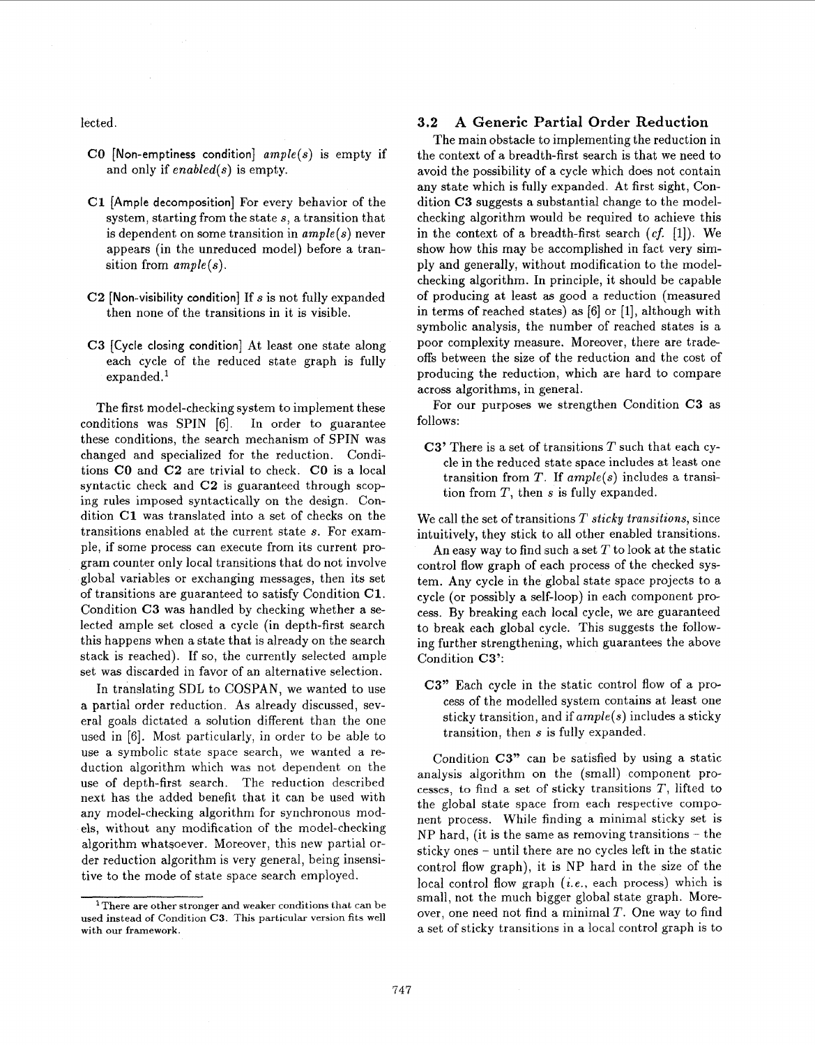lected.

- **C0** [Non-emptiness condition] *ample(s)* is empty if and only if *enabled(s)* is empty.

- **C1** [Ample decomposition] For every behavior of the system, starting from the state $s$, a transition that is dependent on some transition in *ample(s)* never appears (in the unreduced model) before a transition from *ample(s)*.

- **C2** [Non-visibility condition] If $s$ is not fully expanded then none of the transitions in it is visible.

- **C3** [Cycle closing condition] At least one state along each cycle of the reduced state graph is fully expanded.[1]

The first model-checking system to implement these conditions was SPIN [6]. In order to guarantee these conditions, the search mechanism of SPIN was changed and specialized for the reduction. Conditions **C0** and **C2** are trivial to check. **C0** is a local syntactic check and **C2** is guaranteed through scoping rules imposed syntactically on the design. Condition **C1** was translated into a set of checks on the transitions enabled at the current state $s$. For example, if some process can execute from its current program counter only local transitions that do not involve global variables or exchanging messages, then its set of transitions are guaranteed to satisfy Condition **C1**. Condition **C3** was handled by checking whether a selected ample set closed a cycle (in depth-first search this happens when a state that is already on the search stack is reached). If so, the currently selected ample set was discarded in favor of an alternative selection.

In translating SDL to COSPAN, we wanted to use a partial order reduction. As already discussed, several goals dictated a solution different than the one used in [6]. Most particularly, in order to be able to use a symbolic state space search, we wanted a reduction algorithm which was not dependent on the use of depth-first search. The reduction described next has the added benefit that it can be used with any model-checking algorithm for synchronous models, without any modification of the model-checking algorithm whatsoever. Moreover, this new partial order reduction algorithm is very general, being insensitive to the mode of state space search employed.

[1] There are other stronger and weaker conditions that can be used instead of Condition **C3**. This particular version fits well with our framework.

### 3.2 A Generic Partial Order Reduction

The main obstacle to implementing the reduction in the context of a breadth-first search is that we need to avoid the possibility of a cycle which does not contain any state which is fully expanded. At first sight, Condition **C3** suggests a substantial change to the model-checking algorithm would be required to achieve this in the context of a breadth-first search (*cf.* [1]). We show how this may be accomplished in fact very simply and generally, without modification to the model-checking algorithm. In principle, it should be capable of producing at least as good a reduction (measured in terms of reached states) as [6] or [1], although with symbolic analysis, the number of reached states is a poor complexity measure. Moreover, there are tradeoffs between the size of the reduction and the cost of producing the reduction, which are hard to compare across algorithms, in general.

For our purposes we strengthen Condition **C3** as follows:

- **C3'** There is a set of transitions $T$ such that each cycle in the reduced state space includes at least one transition from $T$. If *ample(s)* includes a transition from $T$, then $s$ is fully expanded.

We call the set of transitions $T$ *sticky transitions*, since intuitively, they stick to all other enabled transitions.

An easy way to find such a set $T$ to look at the static control flow graph of each process of the checked system. Any cycle in the global state space projects to a cycle (or possibly a self-loop) in each component process. By breaking each local cycle, we are guaranteed to break each global cycle. This suggests the following further strengthening, which guarantees the above Condition **C3'**:

- **C3"** Each cycle in the static control flow of a process of the modelled system contains at least one sticky transition, and if *ample(s)* includes a sticky transition, then $s$ is fully expanded.

Condition **C3"** can be satisfied by using a static analysis algorithm on the (small) component processes, to find a set of sticky transitions $T$, lifted to the global state space from each respective component process. While finding a minimal sticky set is NP hard, (it is the same as removing transitions – the sticky ones – until there are no cycles left in the static control flow graph), it is NP hard in the size of the local control flow graph (*i.e.*, each process) which is small, not the much bigger global state graph. Moreover, one need not find a minimal $T$. One way to find a set of sticky transitions in a local control graph is to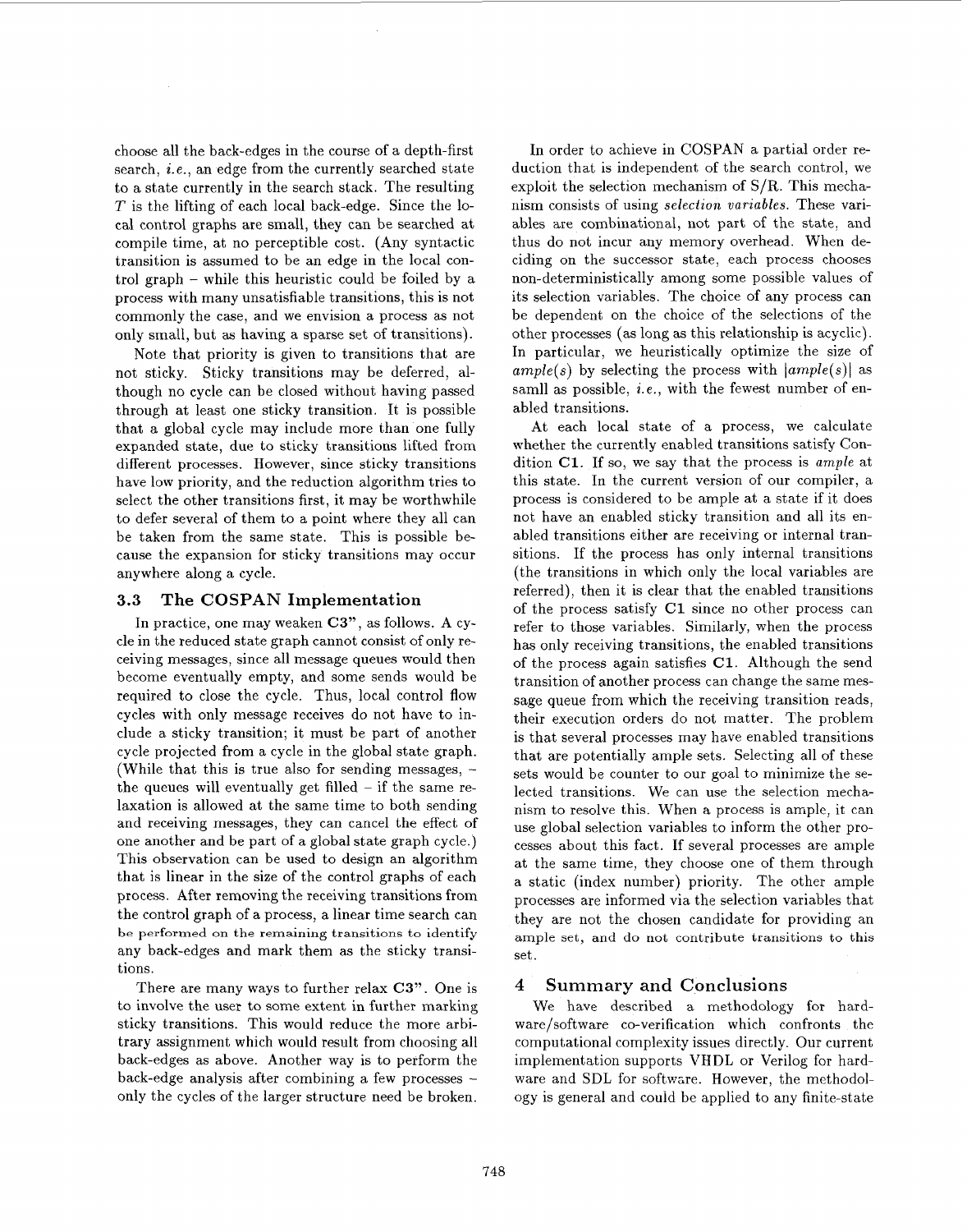choose all the back-edges in the course of a depth-first search, *i.e.*, an edge from the currently searched state to a state currently in the search stack. The resulting $T$ is the lifting of each local back-edge. Since the local control graphs are small, they can be searched at compile time, at no perceptible cost. (Any syntactic transition is assumed to be an edge in the local control graph – while this heuristic could be foiled by a process with many unsatisfiable transitions, this is not commonly the case, and we envision a process as not only small, but as having a sparse set of transitions).

Note that priority is given to transitions that are not sticky. Sticky transitions may be deferred, although no cycle can be closed without having passed through at least one sticky transition. It is possible that a global cycle may include more than one fully expanded state, due to sticky transitions lifted from different processes. However, since sticky transitions have low priority, and the reduction algorithm tries to select the other transitions first, it may be worthwhile to defer several of them to a point where they all can be taken from the same state. This is possible because the expansion for sticky transitions may occur anywhere along a cycle.

### 3.3 The COSPAN Implementation

In practice, one may weaken **C3"**, as follows. A cycle in the reduced state graph cannot consist of only receiving messages, since all message queues would then become eventually empty, and some sends would be required to close the cycle. Thus, local control flow cycles with only message receives do not have to include a sticky transition; it must be part of another cycle projected from a cycle in the global state graph. (While that this is true also for sending messages, – the queues will eventually get filled – if the same relaxation is allowed at the same time to both sending and receiving messages, they can cancel the effect of one another and be part of a global state graph cycle.) This observation can be used to design an algorithm that is linear in the size of the control graphs of each process. After removing the receiving transitions from the control graph of a process, a linear time search can be performed on the remaining transitions to identify any back-edges and mark them as the sticky transitions.

There are many ways to further relax **C3"**. One is to involve the user to some extent in further marking sticky transitions. This would reduce the more arbitrary assignment which would result from choosing all back-edges as above. Another way is to perform the back-edge analysis after combining a few processes – only the cycles of the larger structure need be broken.

In order to achieve in COSPAN a partial order reduction that is independent of the search control, we exploit the selection mechanism of S/R. This mechanism consists of using *selection variables*. These variables are combinational, not part of the state, and thus do not incur any memory overhead. When deciding on the successor state, each process chooses non-deterministically among some possible values of its selection variables. The choice of any process can be dependent on the choice of the selections of the other processes (as long as this relationship is acyclic). In particular, we heuristically optimize the size of $ample(s)$ by selecting the process with $|ample(s)|$ as samll as possible, *i.e.*, with the fewest number of enabled transitions.

At each local state of a process, we calculate whether the currently enabled transitions satisfy Condition **C1**. If so, we say that the process is *ample* at this state. In the current version of our compiler, a process is considered to be ample at a state if it does not have an enabled sticky transition and all its enabled transitions either are receiving or internal transitions. If the process has only internal transitions (the transitions in which only the local variables are referred), then it is clear that the enabled transitions of the process satisfy **C1** since no other process can refer to those variables. Similarly, when the process has only receiving transitions, the enabled transitions of the process again satisfies **C1**. Although the send transition of another process can change the same message queue from which the receiving transition reads, their execution orders do not matter. The problem is that several processes may have enabled transitions that are potentially ample sets. Selecting all of these sets would be counter to our goal to minimize the selected transitions. We can use the selection mechanism to resolve this. When a process is ample, it can use global selection variables to inform the other processes about this fact. If several processes are ample at the same time, they choose one of them through a static (index number) priority. The other ample processes are informed via the selection variables that they are not the chosen candidate for providing an ample set, and do not contribute transitions to this set.

## 4 Summary and Conclusions

We have described a methodology for hardware/software co-verification which confronts the computational complexity issues directly. Our current implementation supports VHDL or Verilog for hardware and SDL for software. However, the methodology is general and could be applied to any finite-state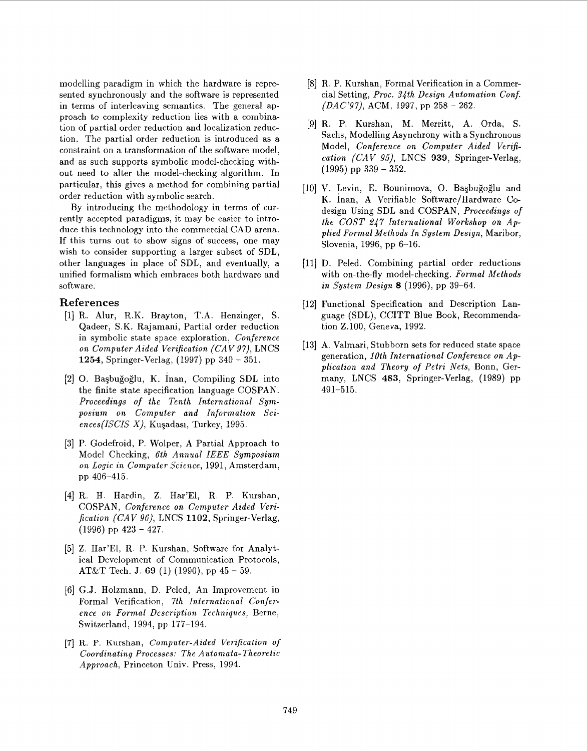modelling paradigm in which the hardware is represented synchronously and the software is represented in terms of interleaving semantics. The general approach to complexity reduction lies with a combination of partial order reduction and localization reduction. The partial order reduction is introduced as a constraint on a transformation of the software model, and as such supports symbolic model-checking without need to alter the model-checking algorithm. In particular, this gives a method for combining partial order reduction with symbolic search.

By introducing the methodology in terms of currently accepted paradigms, it may be easier to introduce this technology into the commercial CAD arena. If this turns out to show signs of success, one may wish to consider supporting a larger subset of SDL, other languages in place of SDL, and eventually, a unified formalism which embraces both hardware and software.

## References

[1] R. Alur, R.K. Brayton, T.A. Henzinger, S. Qadeer, S.K. Rajamani, Partial order reduction in symbolic state space exploration, *Conference on Computer Aided Verification (CAV 97)*, LNCS **1254**, Springer-Verlag, (1997) pp 340 – 351.

[2] O. Başbuğoğlu, K. İnan, Compiling SDL into the finite state specification language COSPAN. *Proceedings of the Tenth International Symposium on Computer and Information Sciences(ISCIS X)*, Kuşadası, Turkey, 1995.

[3] P. Godefroid, P. Wolper, A Partial Approach to Model Checking, *6th Annual IEEE Symposium on Logic in Computer Science*, 1991, Amsterdam, pp 406–415.

[4] R. H. Hardin, Z. Har'El, R. P. Kurshan, COSPAN, *Conference on Computer Aided Verification (CAV 96)*, LNCS **1102**, Springer-Verlag, (1996) pp 423 – 427.

[5] Z. Har'El, R. P. Kurshan, Software for Analytical Development of Communication Protocols, AT&T Tech. J. **69** (1) (1990), pp 45 – 59.

[6] G.J. Holzmann, D. Peled, An Improvement in Formal Verification, *7th International Conference on Formal Description Techniques*, Berne, Switzerland, 1994, pp 177–194.

[7] R. P. Kurshan, *Computer-Aided Verification of Coordinating Processes: The Automata-Theoretic Approach*, Princeton Univ. Press, 1994.

[8] R. P. Kurshan, Formal Verification in a Commercial Setting, *Proc. 34th Design Automation Conf. (DAC'97)*, ACM, 1997, pp 258 – 262.

[9] R. P. Kurshan, M. Merritt, A. Orda, S. Sachs, Modelling Asynchrony with a Synchronous Model, *Conference on Computer Aided Verification (CAV 95)*, LNCS **939**, Springer-Verlag, (1995) pp 339 – 352.

[10] V. Levin, E. Bounimova, O. Başbuğoğlu and K. İnan, A Verifiable Software/Hardware Codesign Using SDL and COSPAN, *Proceedings of the COST 247 International Workshop on Applied Formal Methods In System Design*, Maribor, Slovenia, 1996, pp 6–16.

[11] D. Peled. Combining partial order reductions with on-the-fly model-checking. *Formal Methods in System Design* **8** (1996), pp 39–64.

[12] Functional Specification and Description Language (SDL), CCITT Blue Book, Recommendation Z.100, Geneva, 1992.

[13] A. Valmari, Stubborn sets for reduced state space generation, *10th International Conference on Application and Theory of Petri Nets*, Bonn, Germany, LNCS **483**, Springer-Verlag, (1989) pp 491–515.